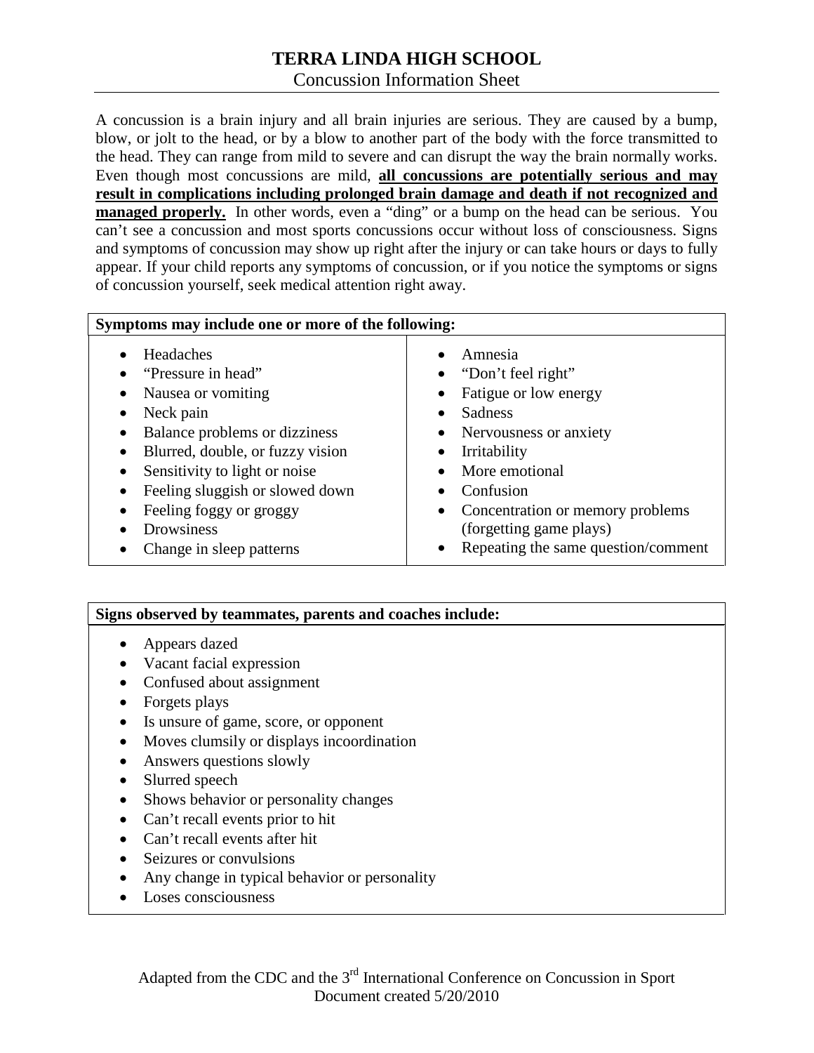# TERRA LINDA HIGH SCHOOL

## Concussion Information Sheet

A concussion is a brain injury and all brain injuries are serious. They are caused by a bump, blow, or jolt to the head, or by a blow to another part of the body with the force transmitted to the head. They can range from mild to severe and can disrupt the way the brain normally works. Even though most concussions are mild, **<u>all concussions are potentially serious and may result in complications including prolonged brain damage and death if not recognized and managed properly.</u>** In other words, even a "ding" or a bump on the head can be serious. You can't see a concussion and most sports concussions occur without loss of consciousness. Signs and symptoms of concussion may show up right after the injury or can take hours or days to fully appear. If your child reports any symptoms of concussion, or if you notice the symptoms or signs of concussion yourself, seek medical attention right away.

**Symptoms may include one or more of the following:**

- Headaches
- "Pressure in head"
- Nausea or vomiting
- Neck pain
- Balance problems or dizziness
- Blurred, double, or fuzzy vision
- Sensitivity to light or noise
- Feeling sluggish or slowed down
- Feeling foggy or groggy
- Drowsiness
- Change in sleep patterns
- Amnesia
- "Don't feel right"
- Fatigue or low energy
- Sadness
- Nervousness or anxiety
- Irritability
- More emotional
- Confusion
- Concentration or memory problems (forgetting game plays)
- Repeating the same question/comment

**Signs observed by teammates, parents and coaches include:**

- Appears dazed
- Vacant facial expression
- Confused about assignment
- Forgets plays
- Is unsure of game, score, or opponent
- Moves clumsily or displays incoordination
- Answers questions slowly
- Slurred speech
- Shows behavior or personality changes
- Can't recall events prior to hit
- Can't recall events after hit
- Seizures or convulsions
- Any change in typical behavior or personality
- Loses consciousness

Adapted from the CDC and the 3rd International Conference on Concussion in Sport
Document created 5/20/2010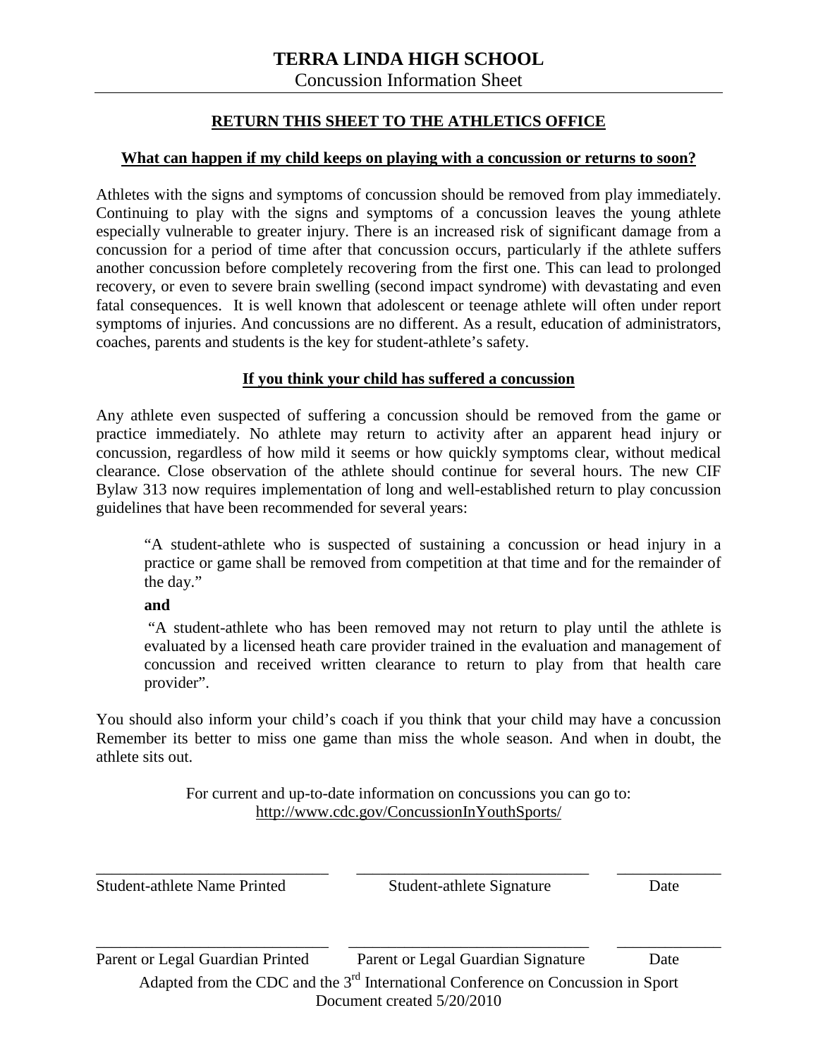# TERRA LINDA HIGH SCHOOL

Concussion Information Sheet

## RETURN THIS SHEET TO THE ATHLETICS OFFICE

### What can happen if my child keeps on playing with a concussion or returns to soon?

Athletes with the signs and symptoms of concussion should be removed from play immediately. Continuing to play with the signs and symptoms of a concussion leaves the young athlete especially vulnerable to greater injury. There is an increased risk of significant damage from a concussion for a period of time after that concussion occurs, particularly if the athlete suffers another concussion before completely recovering from the first one. This can lead to prolonged recovery, or even to severe brain swelling (second impact syndrome) with devastating and even fatal consequences. It is well known that adolescent or teenage athlete will often under report symptoms of injuries. And concussions are no different. As a result, education of administrators, coaches, parents and students is the key for student-athlete's safety.

### If you think your child has suffered a concussion

Any athlete even suspected of suffering a concussion should be removed from the game or practice immediately. No athlete may return to activity after an apparent head injury or concussion, regardless of how mild it seems or how quickly symptoms clear, without medical clearance. Close observation of the athlete should continue for several hours. The new CIF Bylaw 313 now requires implementation of long and well-established return to play concussion guidelines that have been recommended for several years:

> "A student-athlete who is suspected of sustaining a concussion or head injury in a practice or game shall be removed from competition at that time and for the remainder of the day."
>
> **and**
>
> "A student-athlete who has been removed may not return to play until the athlete is evaluated by a licensed heath care provider trained in the evaluation and management of concussion and received written clearance to return to play from that health care provider".

You should also inform your child's coach if you think that your child may have a concussion Remember its better to miss one game than miss the whole season. And when in doubt, the athlete sits out.

For current and up-to-date information on concussions you can go to:
http://www.cdc.gov/ConcussionInYouthSports/

| Student-athlete Name Printed | Student-athlete Signature | Date |
| --- | --- | --- |
| | | |

| Parent or Legal Guardian Printed | Parent or Legal Guardian Signature | Date |
| --- | --- | --- |
| | | |

Adapted from the CDC and the 3rd International Conference on Concussion in Sport
Document created 5/20/2010